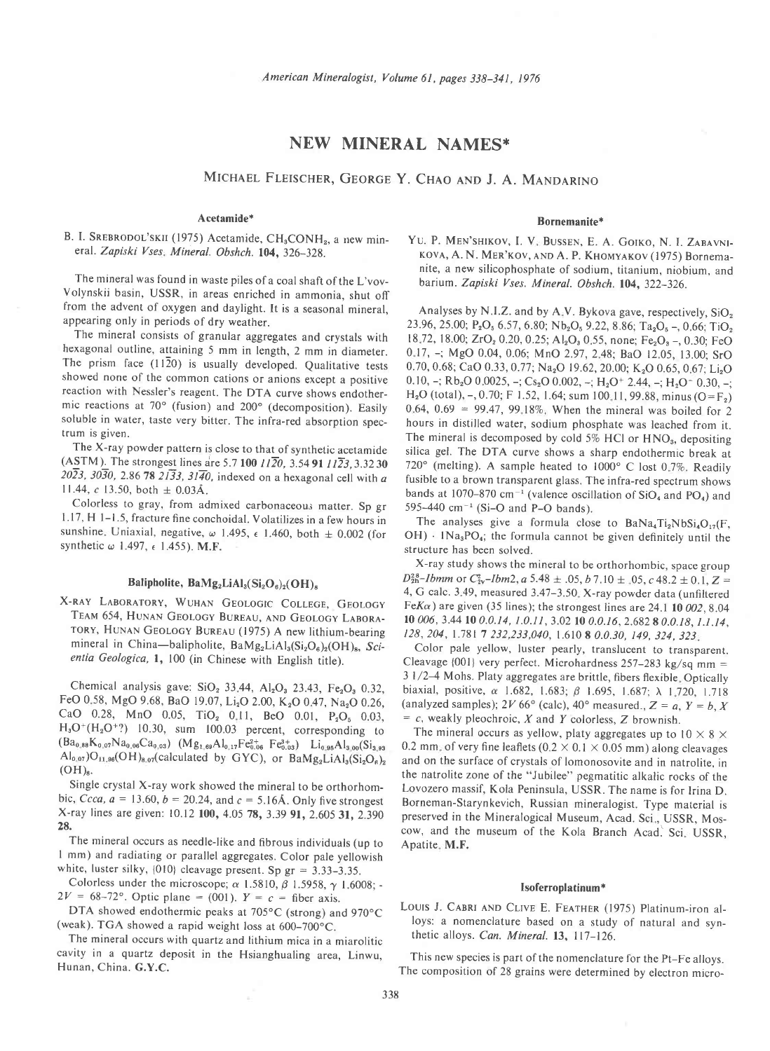# NEW MINERAL NAMES*

MICHAEL FLEISCHER, GEORGE Y. CHAO AND J. A. MANDARINO

### Acetamide*

B. I. SREBRODOL'SKII (1975) Acetamide, $CH_3CONH_2$, a new mineral. *Zapiski Vses. Mineral. Obshch.* **104**, 326–328.

The mineral was found in waste piles of a coal shaft of the L'vov-Volynskii basin, USSR, in areas enriched in ammonia, shut off from the advent of oxygen and daylight. It is a seasonal mineral, appearing only in periods of dry weather.

The mineral consists of granular aggregates and crystals with hexagonal outline, attaining 5 mm in length, 2 mm in diameter. The prism face $(11\bar{2}0)$ is usually developed. Qualitative tests showed none of the common cations or anions except a positive reaction with Nessler's reagent. The DTA curve shows endothermic reactions at 70° (fusion) and 200° (decomposition). Easily soluble in water, taste very bitter. The infra-red absorption spectrum is given.

The X-ray powder pattern is close to that of synthetic acetamide (ASTM). The strongest lines are 5.7 **100** *$11\bar{2}0$*, 3.54 **91** *$11\bar{2}3$*, 3.32 **30** *$20\bar{2}3$, $30\bar{3}0$*, 2.86 **78** *$21\bar{3}3$, $31\bar{4}0$*, indexed on a hexagonal cell with *a* 11.44, *c* 13.50, both ± 0.03Å.

Colorless to gray, from admixed carbonaceous matter. Sp gr 1.17, H 1–1.5, fracture fine conchoidal. Volatilizes in a few hours in sunshine. Uniaxial, negative, ω 1.495, ε 1.460, both ± 0.002 (for synthetic ω 1.497, ε 1.455). **M.F.**

### Balipholite, $BaMg_2LiAl_3(Si_2O_6)_2(OH)_8$

X-RAY LABORATORY, WUHAN GEOLOGIC COLLEGE, GEOLOGY TEAM 654, HUNAN GEOLOGY BUREAU, AND GEOLOGY LABORATORY, HUNAN GEOLOGY BUREAU (1975) A new lithium-bearing mineral in China—balipholite, $BaMg_2LiAl_3(Si_2O_6)_2(OH)_8$, *Scientia Geologica*, **1**, 100 (in Chinese with English title).

Chemical analysis gave: $SiO_2$ 33.44, $Al_2O_3$ 23.43, $Fe_2O_3$ 0.32, FeO 0.58, MgO 9.68, BaO 19.07, $Li_2O$ 2.00, $K_2O$ 0.47, $Na_2O$ 0.26, CaO 0.28, MnO 0.05, $TiO_2$ 0.11, BeO 0.01, $P_2O_5$ 0.03, $H_2O^+(H_2O^+?)$ 10.30, sum 100.03 percent, corresponding to $(Ba_{0.88}K_{0.07}Na_{0.06}Ca_{0.03})$ $(Mg_{1.69}Al_{0.17}Fe^{2+}_{0.06}Fe^{3+}_{0.03})$ $Li_{0.95}Al_{3.00}(Si_{3.93}Al_{0.07})O_{11.96}(OH)_{8.07}$ (calculated by GYC), or $BaMg_2LiAl_3(Si_2O_6)_2(OH)_8$.

Single crystal X-ray work showed the mineral to be orthorhombic, *Ccca*, *a* = 13.60, *b* = 20.24, and *c* = 5.16Å. Only five strongest X-ray lines are given: 10.12 **100**, 4.05 **78**, 3.39 **91**, 2.605 **31**, 2.390 **28**.

The mineral occurs as needle-like and fibrous individuals (up to 1 mm) and radiating or parallel aggregates. Color pale yellowish white, luster silky, {010} cleavage present. Sp gr = 3.33–3.35.

Colorless under the microscope; α 1.5810, β 1.5958, γ 1.6008; $-2V$ = 68–72°. Optic plane = (001). *Y* = *c* = fiber axis.

DTA showed endothermic peaks at 705°C (strong) and 970°C (weak). TGA showed a rapid weight loss at 600–700°C.

The mineral occurs with quartz and lithium mica in a miarolitic cavity in a quartz deposit in the Hsianghualing area, Linwu, Hunan, China. **G.Y.C.**

### Bornemanite*

YU. P. MEN'SHIKOV, I. V. BUSSEN, E. A. GOIKO, N. I. ZABAVNIKOVA, A. N. MER'KOV, AND A. P. KHOMYAKOV (1975) Bornemanite, a new silicophosphate of sodium, titanium, niobium, and barium. *Zapiski Vses. Mineral. Obshch.* **104**, 322–326.

Analyses by N.I.Z. and by A.V. Bykova gave, respectively, $SiO_2$ 23.96, 25.00; $P_2O_5$ 6.57, 6.80; $Nb_2O_5$ 9.22, 8.86; $Ta_2O_5$ –, 0.66; $TiO_2$ 18.72, 18.00; $ZrO_2$ 0.20, 0.25; $Al_2O_3$ 0.55, none; $Fe_2O_3$ –, 0.30; FeO 0.17, –; MgO 0.04, 0.06; MnO 2.97, 2.48; BaO 12.05, 13.00; SrO 0.70, 0.68; CaO 0.33, 0.77; $Na_2O$ 19.62, 20.00; $K_2O$ 0.65, 0.67; $Li_2O$ 0.10, –; $Rb_2O$ 0.0025, –; $Cs_2O$ 0.002, –; $H_2O^+$ 2.44, –; $H_2O^-$ 0.30, –; $H_2O$ (total), –, 0.70; F 1.52, 1.64; sum 100.11, 99.88, minus ($O=F_2$) 0.64, 0.69 = 99.47, 99.18%. When the mineral was boiled for 2 hours in distilled water, sodium phosphate was leached from it. The mineral is decomposed by cold 5% HCl or $HNO_3$, depositing silica gel. The DTA curve shows a sharp endothermic break at 720° (melting). A sample heated to 1000° C lost 0.7%. Readily fusible to a brown transparent glass. The infra-red spectrum shows bands at 1070–870 $cm^{-1}$ (valence oscillation of $SiO_4$ and $PO_4$) and 595–440 $cm^{-1}$ (Si–O and P–O bands).

The analyses give a formula close to $BaNa_4Ti_2NbSi_4O_{17}(F,OH) \cdot 1Na_3PO_4$; the formula cannot be given definitely until the structure has been solved.

X-ray study shows the mineral to be orthorhombic, space group $D^{28}_{2h}$-*Ibmm* or $C^{22}_{2v}$-*Ibm2*, *a* 5.48 ± .05, *b* 7.10 ± .05, *c* 48.2 ± 0.1, *Z* = 4, G calc. 3.49, measured 3.47–3.50. X-ray powder data (unfiltered Fe*Kα*) are given (35 lines); the strongest lines are 24.1 **10** *002*, 8.04 **10** *006*, 3.44 **10** *0.0.14, 1.0.11*, 3.02 **10** *0.0.16*, 2.682 **8** *0.0.18, 1.1.14, 128, 204*, 1.781 **7** *232,233,040*, 1.610 **8** *0.0.30, 149, 324, 323*.

Color pale yellow, luster pearly, translucent to transparent. Cleavage {001} very perfect. Microhardness 257–283 kg/sq mm = 3 1/2–4 Mohs. Platy aggregates are brittle, fibers flexible. Optically biaxial, positive, α 1.682, 1.683; β 1.695, 1.687; λ 1.720, 1.718 (analyzed samples); 2*V* 66° (calc), 40° measured., *Z* = *a*, *Y* = *b*, *X* = *c*, weakly pleochroic, *X* and *Y* colorless, *Z* brownish.

The mineral occurs as yellow, platy aggregates up to 10 × 8 × 0.2 mm, of very fine leaflets (0.2 × 0.1 × 0.05 mm) along cleavages and on the surface of crystals of lomonosovite and in natrolite, in the natrolite zone of the "Jubilee" pegmatitic alkalic rocks of the Lovozero massif, Kola Peninsula, USSR. The name is for Irina D. Borneman-Starynkevich, Russian mineralogist. Type material is preserved in the Mineralogical Museum, Acad. Sci., USSR, Moscow, and the museum of the Kola Branch Acad. Sci. USSR, Apatite. **M.F.**

### Isoferroplatinum*

LOUIS J. CABRI AND CLIVE E. FEATHER (1975) Platinum-iron alloys: a nomenclature based on a study of natural and synthetic alloys. *Can. Mineral.* **13**, 117–126.

This new species is part of the nomenclature for the Pt-Fe alloys. The composition of 28 grains were determined by electron micro-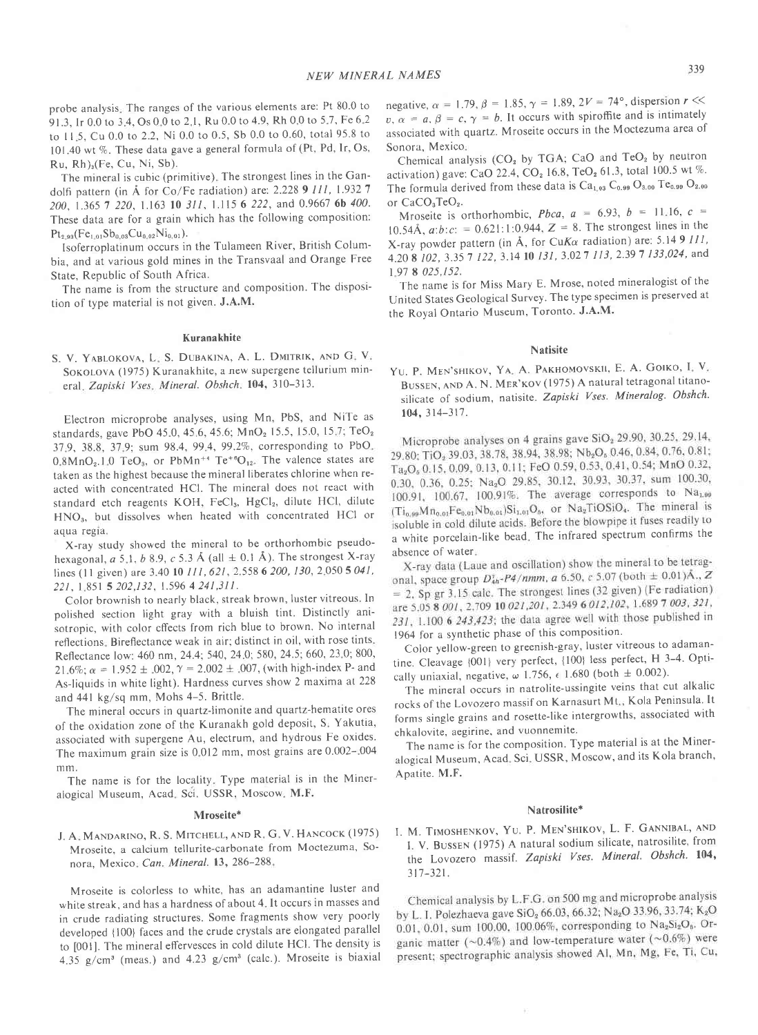probe analysis. The ranges of the various elements are: Pt 80.0 to 91.3, Ir 0.0 to 3.4, Os 0.0 to 2.1, Ru 0.0 to 4.9, Rh 0.0 to 5.7, Fe 6.2 to 11.5, Cu 0.0 to 2.2, Ni 0.0 to 0.5, Sb 0.0 to 0.60, total 95.8 to 101.40 wt %. These data gave a general formula of (Pt, Pd, Ir, Os, Ru, Rh)$_3$(Fe, Cu, Ni, Sb).

The mineral is cubic (primitive). The strongest lines in the Gandolfi pattern (in Å for Co/Fe radiation) are: 2.228 **9** *111*, 1.932 **7** *200*, 1.365 **7** *220*, 1.163 **10** *311*, 1.115 **6** *222*, and 0.9667 **6b** *400*. These data are for a grain which has the following composition: $Pt_{2.93}(Fe_{1.01}Sb_{0.03}Cu_{0.02}Ni_{0.01})$.

Isoferroplatinum occurs in the Tulameen River, British Columbia, and at various gold mines in the Transvaal and Orange Free State, Republic of South Africa.

The name is from the structure and composition. The disposition of type material is not given. **J.A.M.**

### Kuranakhite

S. V. Yablokova, L. S. Dubakina, A. L. Dmitrik, and G. V. Sokolova (1975) Kuranakhite, a new supergene tellurium mineral. *Zapiski Vses. Mineral. Obshch.* **104**, 310–313.

Electron microprobe analyses, using Mn, PbS, and NiTe as standards, gave PbO 45.0, 45.6, 45.6; $MnO_2$ 15.5, 15.0, 15.7; $TeO_2$ 37.9, 38.8, 37.9; sum 98.4, 99.4, 99.2%, corresponding to PbO. $0.8MnO_2.1.0\ TeO_3$, or $PbMn^{+4}\ Te^{+6}O_{12}$. The valence states are taken as the highest because the mineral liberates chlorine when reacted with concentrated HCl. The mineral does not react with standard etch reagents KOH, $FeCl_3$, $HgCl_2$, dilute HCl, dilute $HNO_3$, but dissolves when heated with concentrated HCl or aqua regia.

X-ray study showed the mineral to be orthorhombic pseudohexagonal, *a* 5.1, *b* 8.9, *c* 5.3 Å (all ± 0.1 Å). The strongest X-ray lines (11 given) are 3.40 **10** *111, 621*, 2.558 **6** *200, 130*, 2.050 **5** *041, 221*, 1.851 **5** *202,132*, 1.596 **4** *241,311*.

Color brownish to nearly black, streak brown, luster vitreous. In polished section light gray with a bluish tint. Distinctly anisotropic, with color effects from rich blue to brown. No internal reflections. Bireflectance weak in air; distinct in oil, with rose tints. Reflectance low: 460 nm, 24.4; 540, 24.0; 580, 24.5; 660, 23.0; 800, 21.6%; $\alpha$ = 1.952 ± .002, $\gamma$ = 2.002 ± .007, (with high-index P- and As-liquids in white light). Hardness curves show 2 maxima at 228 and 441 kg/sq mm, Mohs 4–5. Brittle.

The mineral occurs in quartz-limonite and quartz-hematite ores of the oxidation zone of the Kuranakh gold deposit, S. Yakutia, associated with supergene Au, electrum, and hydrous Fe oxides. The maximum grain size is 0.012 mm, most grains are 0.002–.004 mm.

The name is for the locality. Type material is in the Mineralogical Museum, Acad. Sci. USSR, Moscow. **M.F.**

### Mroseite*

J. A. Mandarino, R. S. Mitchell, and R. G. V. Hancock (1975) Mroseite, a calcium tellurite-carbonate from Moctezuma, Sonora, Mexico. *Can. Mineral.* **13**, 286–288.

Mroseite is colorless to white, has an adamantine luster and white streak, and has a hardness of about 4. It occurs in masses and in crude radiating structures. Some fragments show very poorly developed {100} faces and the crude crystals are elongated parallel to [001]. The mineral effervesces in cold dilute HCl. The density is 4.35 g/cm³ (meas.) and 4.23 g/cm³ (calc.). Mroseite is biaxial negative, $\alpha$ = 1.79, $\beta$ = 1.85, $\gamma$ = 1.89, 2*V* = 74°, dispersion *r* << *v*, $\alpha$ = *a*, $\beta$ = *c*, $\gamma$ = *b*. It occurs with spiroffite and is intimately associated with quartz. Mroseite occurs in the Moctezuma area of Sonora, Mexico.

Chemical analysis ($CO_2$ by TGA; CaO and $TeO_2$ by neutron activation) gave: CaO 22.4, $CO_2$ 16.8, $TeO_2$ 61.3, total 100.5 wt %. The formula derived from these data is $Ca_{1.03}\ C_{0.99}\ O_{3.00}\ Te_{0.99}\ O_{2.00}$ or $CaCO_3TeO_2$.

Mroseite is orthorhombic, *Pbca*, *a* = 6.93, *b* = 11.16, *c* = 10.54Å, *a*:*b*:*c*: = 0.621:1:0.944, *Z* = 8. The strongest lines in the X-ray powder pattern (in Å, for Cu*K*$\alpha$ radiation) are: 5.14 **9** *111*, 4.20 **8** *102*, 3.35 **7** *122*, 3.14 **10** *131*, 3.02 **7** *113*, 2.39 **7** *133,024*, and 1.97 **8** *025,152*.

The name is for Miss Mary E. Mrose, noted mineralogist of the United States Geological Survey. The type specimen is preserved at the Royal Ontario Museum, Toronto. **J.A.M.**

### Natisite

Yu. P. Men'shikov, Ya. A. Pakhomovskii, E. A. Goiko, I. V. Bussen, and A. N. Mer'kov (1975) A natural tetragonal titanosilicate of sodium, natisite. *Zapiski Vses. Mineralog. Obshch.* **104**, 314–317.

Microprobe analyses on 4 grains gave $SiO_2$ 29.90, 30.25, 29.14, 29.80; $TiO_2$ 39.03, 38.78, 38.94, 38.98; $Nb_2O_5$ 0.46, 0.84, 0.76, 0.81; $Ta_2O_5$ 0.15, 0.09, 0.13, 0.11; FeO 0.59, 0.53, 0.41, 0.54; MnO 0.32, 0.30, 0.36, 0.25; $Na_2O$ 29.85, 30.12, 30.93, 30.37, sum 100.30, 100.91, 100.67, 100.91%. The average corresponds to $Na_{1.99}(Ti_{0.99}Mn_{0.01}Fe_{0.01}Nb_{0.01})Si_{1.01}O_5$, or $Na_2TiOSiO_4$. The mineral is isoluble in cold dilute acids. Before the blowpipe it fuses readily to a white porcelain-like bead. The infrared spectrum confirms the absence of water.

X-ray data (Laue and oscillation) show the mineral to be tetragonal, space group $D^1_{4h}$-*P4/nmm*, *a* 6.50, *c* 5.07 (both ± 0.01)Å., *Z* = 2, Sp gr 3.15 calc. The strongest lines (32 given) (Fe radiation) are 5.05 **8** *001*, 2.709 **10** *021,201*, 2.349 **6** *012,102*, 1.689 **7** *003, 321, 231*, 1.100 **6** *243,423*; the data agree well with those published in 1964 for a synthetic phase of this composition.

Color yellow-green to greenish-gray, luster vitreous to adamantine. Cleavage {001} very perfect, {100} less perfect, H 3–4. Optically uniaxial, negative, $\omega$ 1.756, $\epsilon$ 1.680 (both ± 0.002).

The mineral occurs in natrolite-ussingite veins that cut alkalic rocks of the Lovozero massif on Karnasurt Mt., Kola Peninsula. It forms single grains and rosette-like intergrowths, associated with chkalovite, aegirine, and vuonnemite.

The name is for the composition. Type material is at the Mineralogical Museum, Acad. Sci. USSR, Moscow, and its Kola branch, Apatite. **M.F.**

### Natrosilite*

I. M. Timoshenkov, Yu. P. Men'shikov, L. F. Gannibal, and I. V. Bussen (1975) A natural sodium silicate, natrosilite, from the Lovozero massif. *Zapiski Vses. Mineral. Obshch.* **104**, 317–321.

Chemical analysis by L.F.G. on 500 mg and microprobe analysis by L. I. Polezhaeva gave $SiO_2$ 66.03, 66.32; $Na_2O$ 33.96, 33.74; $K_2O$ 0.01, 0.01, sum 100.00, 100.06%, corresponding to $Na_2Si_2O_5$. Organic matter (~0.4%) and low-temperature water (~0.6%) were present; spectrographic analysis showed Al, Mn, Mg, Fe, Ti, Cu,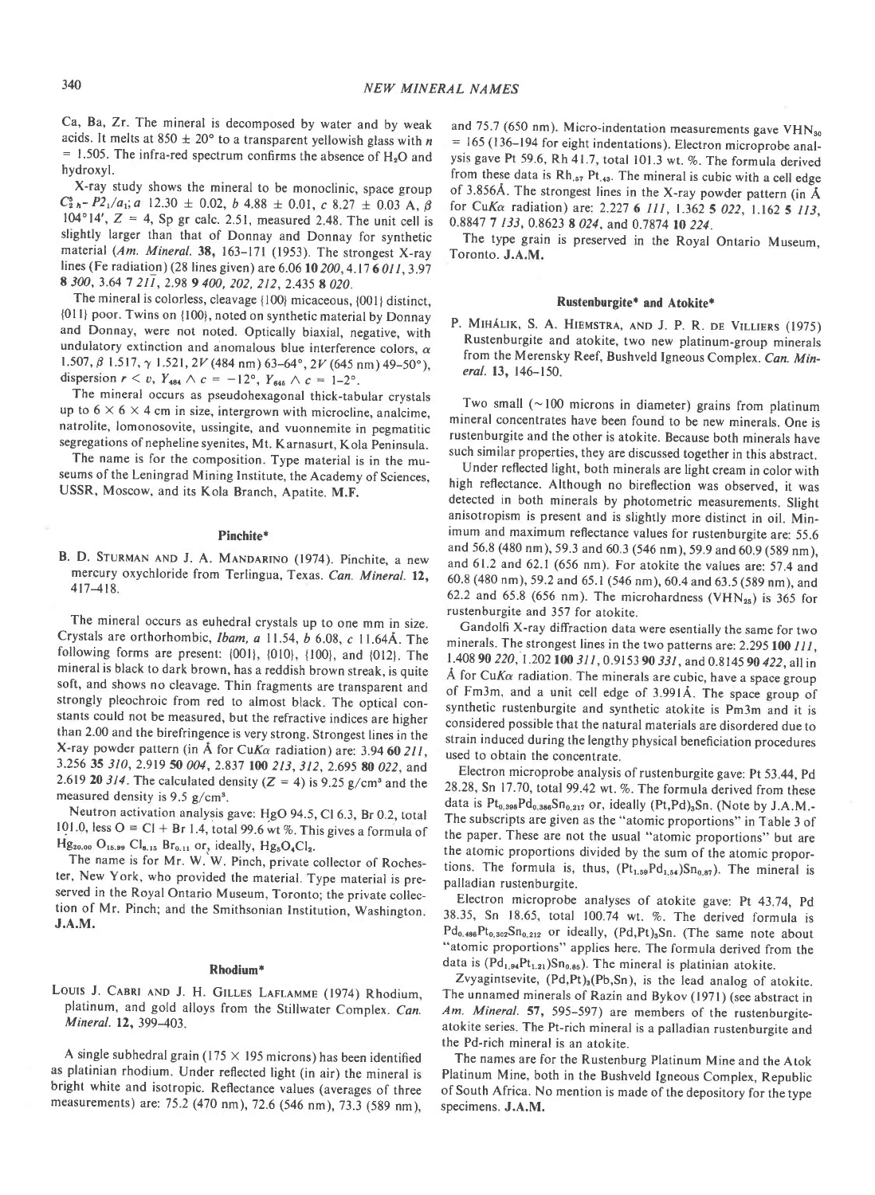Ca, Ba, Zr. The mineral is decomposed by water and by weak acids. It melts at 850 ± 20° to a transparent yellowish glass with $n$ = 1.505. The infra-red spectrum confirms the absence of $H_2O$ and hydroxyl.

X-ray study shows the mineral to be monoclinic, space group $C^5_{2h}$- $P2_1/a_1$; $a$ 12.30 ± 0.02, $b$ 4.88 ± 0.01, $c$ 8.27 ± 0.03 A, $\beta$ 104°14′, $Z$ = 4, Sp gr calc. 2.51, measured 2.48. The unit cell is slightly larger than that of Donnay and Donnay for synthetic material (*Am. Mineral.* **38**, 163–171 (1953). The strongest X-ray lines (Fe radiation) (28 lines given) are 6.06 **10** *200*, 4.17 **6** *011*, 3.97 **8** *300*, 3.64 **7** *21̄1*, 2.98 **9** *400, 202, 212*, 2.435 **8** *020*.

The mineral is colorless, cleavage {100} micaceous, {001} distinct, {011} poor. Twins on {100}, noted on synthetic material by Donnay and Donnay, were not noted. Optically biaxial, negative, with undulatory extinction and anomalous blue interference colors, $\alpha$ 1.507, $\beta$ 1.517, $\gamma$ 1.521, $2V$ (484 nm) 63–64°, $2V$ (645 nm) 49–50°), dispersion $r < v$, $Y_{484} \wedge c = -12°$, $Y_{645} \wedge c$ = 1–2°.

The mineral occurs as pseudohexagonal thick-tabular crystals up to 6 × 6 × 4 cm in size, intergrown with microcline, analcime, natrolite, lomonosovite, ussingite, and vuonnemite in pegmatitic segregations of nepheline syenites, Mt. Karnasurt, Kola Peninsula.

The name is for the composition. Type material is in the museums of the Leningrad Mining Institute, the Academy of Sciences, USSR, Moscow, and its Kola Branch, Apatite. **M.F.**

## Pinchite*

B. D. Sturman and J. A. Mandarino (1974). Pinchite, a new mercury oxychloride from Terlingua, Texas. *Can. Mineral.* **12**, 417–418.

The mineral occurs as euhedral crystals up to one mm in size. Crystals are orthorhombic, *Ibam*, $a$ 11.54, $b$ 6.08, $c$ 11.64Å. The following forms are present: {001}, {010}, {100}, and {012}. The mineral is black to dark brown, has a reddish brown streak, is quite soft, and shows no cleavage. Thin fragments are transparent and strongly pleochroic from red to almost black. The optical constants could not be measured, but the refractive indices are higher than 2.00 and the birefringence is very strong. Strongest lines in the X-ray powder pattern (in Å for Cu$K\alpha$ radiation) are: 3.94 **60** *211*, 3.256 **35** *310*, 2.919 **50** *004*, 2.837 **100** *213, 312*, 2.695 **80** *022*, and 2.619 **20** *314*. The calculated density ($Z$ = 4) is 9.25 g/cm³ and the measured density is 9.5 g/cm³.

Neutron activation analysis gave: HgO 94.5, Cl 6.3, Br 0.2, total 101.0, less O ≡ Cl + Br 1.4, total 99.6 wt %. This gives a formula of $Hg_{20.00}O_{15.89}Cl_{8.15}Br_{0.11}$ or, ideally, $Hg_5O_4Cl_2$.

The name is for Mr. W. W. Pinch, private collector of Rochester, New York, who provided the material. Type material is preserved in the Royal Ontario Museum, Toronto; the private collection of Mr. Pinch; and the Smithsonian Institution, Washington. **J.A.M.**

## Rhodium*

Louis J. Cabri and J. H. Gilles Laflamme (1974) Rhodium, platinum, and gold alloys from the Stillwater Complex. *Can. Mineral.* **12**, 399–403.

A single subhedral grain (175 × 195 microns) has been identified as platinian rhodium. Under reflected light (in air) the mineral is bright white and isotropic. Reflectance values (averages of three measurements) are: 75.2 (470 nm), 72.6 (546 nm), 73.3 (589 nm), and 75.7 (650 nm). Micro-indentation measurements gave $VHN_{30}$ = 165 (136–194 for eight indentations). Electron microprobe analysis gave Pt 59.6, Rh 41.7, total 101.3 wt. %. The formula derived from these data is $Rh_{.57}Pt_{.43}$. The mineral is cubic with a cell edge of 3.856Å. The strongest lines in the X-ray powder pattern (in Å for Cu$K\alpha$ radiation) are: 2.227 **6** *111*, 1.362 **5** *022*, 1.162 **5** *113*, 0.8847 **7** *133*, 0.8623 **8** *024*, and 0.7874 **10** *224*.

The type grain is preserved in the Royal Ontario Museum, Toronto. **J.A.M.**

## Rustenburgite* and Atokite*

P. Mihálik, S. A. Hiemstra, and J. P. R. de Villiers (1975) Rustenburgite and atokite, two new platinum-group minerals from the Merensky Reef, Bushveld Igneous Complex. *Can. Mineral.* **13**, 146–150.

Two small (~100 microns in diameter) grains from platinum mineral concentrates have been found to be new minerals. One is rustenburgite and the other is atokite. Because both minerals have such similar properties, they are discussed together in this abstract.

Under reflected light, both minerals are light cream in color with high reflectance. Although no bireflection was observed, it was detected in both minerals by photometric measurements. Slight anisotropism is present and is slightly more distinct in oil. Minimum and maximum reflectance values for rustenburgite are: 55.6 and 56.8 (480 nm), 59.3 and 60.3 (546 nm), 59.9 and 60.9 (589 nm), and 61.2 and 62.1 (656 nm). For atokite the values are: 57.4 and 60.8 (480 nm), 59.2 and 65.1 (546 nm), 60.4 and 63.5 (589 nm), and 62.2 and 65.8 (656 nm). The microhardness ($VHN_{25}$) is 365 for rustenburgite and 357 for atokite.

Gandolfi X-ray diffraction data were essentially the same for two minerals. The strongest lines in the two patterns are: 2.295 **100** *111*, 1.408 **90** *220*, 1.202 **100** *311*, 0.9153 **90** *331*, and 0.8145 **90** *422*, all in Å for Cu$K\alpha$ radiation. The minerals are cubic, have a space group of Fm3m, and a unit cell edge of 3.991Å. The space group of synthetic rustenburgite and synthetic atokite is Pm3m and it is considered possible that the natural materials are disordered due to strain induced during the lengthy physical beneficiation procedures used to obtain the concentrate.

Electron microprobe analysis of rustenburgite gave: Pt 53.44, Pd 28.28, Sn 17.70, total 99.42 wt. %. The formula derived from these data is $Pt_{0.398}Pd_{0.386}Sn_{0.217}$ or, ideally $(Pt,Pd)_3Sn$. (Note by J.A.M.- The subscripts are given as the "atomic proportions" in Table 3 of the paper. These are not the usual "atomic proportions" but are the atomic proportions divided by the sum of the atomic proportions. The formula is, thus, $(Pt_{1.59}Pd_{1.54})Sn_{0.87}$). The mineral is palladian rustenburgite.

Electron microprobe analyses of atokite gave: Pt 43.74, Pd 38.35, Sn 18.65, total 100.74 wt. %. The derived formula is $Pd_{0.486}Pt_{0.302}Sn_{0.212}$ or ideally, $(Pd,Pt)_3Sn$. (The same note about "atomic proportions" applies here. The formula derived from the data is $(Pd_{1.94}Pt_{1.21})Sn_{0.85}$). The mineral is platinian atokite.

Zvyagintsevite, $(Pd,Pt)_3(Pb,Sn)$, is the lead analog of atokite. The unnamed minerals of Razin and Bykov (1971) (see abstract in *Am. Mineral.* **57**, 595–597) are members of the rustenburgite-atokite series. The Pt-rich mineral is a palladian rustenburgite and the Pd-rich mineral is an atokite.

The names are for the Rustenburg Platinum Mine and the Atok Platinum Mine, both in the Bushveld Igneous Complex, Republic of South Africa. No mention is made of the depository for the type specimens. **J.A.M.**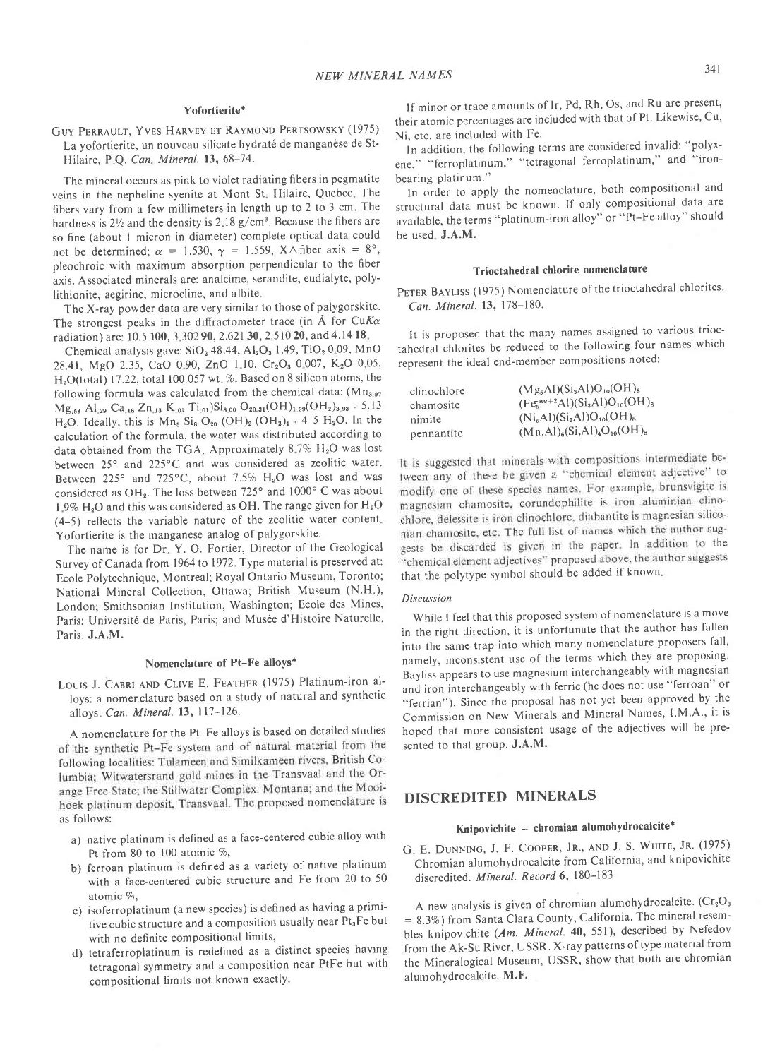### Yofortierite*

GUY PERRAULT, YVES HARVEY ET RAYMOND PERTSOWSKY (1975) La yofortierite, un nouveau silicate hydraté de manganèse de St-Hilaire, P.Q. *Can. Mineral.* **13**, 68–74.

The mineral occurs as pink to violet radiating fibers in pegmatite veins in the nepheline syenite at Mont St. Hilaire, Quebec. The fibers vary from a few millimeters in length up to 2 to 3 cm. The hardness is 2½ and the density is 2.18 g/cm³. Because the fibers are so fine (about 1 micron in diameter) complete optical data could not be determined; $\alpha$ = 1.530, $\gamma$ = 1.559, X∧fiber axis = 8°, pleochroic with maximum absorption perpendicular to the fiber axis. Associated minerals are: analcime, serandite, eudialyte, polylithionite, aegirine, microcline, and albite.

The X-ray powder data are very similar to those of palygorskite. The strongest peaks in the diffractometer trace (in Å for Cu$K\alpha$ radiation) are: 10.5 **100**, 3.302 **90**, 2.621 **30**, 2.510 **20**, and 4.14 **18**.

Chemical analysis gave: $SiO_2$ 48.44, $Al_2O_3$ 1.49, $TiO_2$ 0.09, MnO 28.41, MgO 2.35, CaO 0.90, ZnO 1.10, $Cr_2O_3$ 0.007, $K_2O$ 0.05, $H_2O$(total) 17.22, total 100.057 wt. %. Based on 8 silicon atoms, the following formula was calculated from the chemical data: $(Mn_{3.97}Mg_{.58}Al_{.29}Ca_{.16}Zn_{.13}K_{.01}Ti_{.01})Si_{8.00}O_{20.31}(OH)_{1.99}(OH_2)_{3.93}\cdot 5.13H_2O$. Ideally, this is $Mn_5Si_8O_{20}(OH)_2(OH_2)_4 \cdot 4\text{–}5H_2O$. In the calculation of the formula, the water was distributed according to data obtained from the TGA. Approximately 8.7% $H_2O$ was lost between 25° and 225°C and was considered as zeolitic water. Between 225° and 725°C, about 7.5% $H_2O$ was lost and was considered as $OH_2$. The loss between 725° and 1000° C was about 1.9% $H_2O$ and this was considered as OH. The range given for $H_2O$ (4–5) reflects the variable nature of the zeolitic water content. Yofortierite is the manganese analog of palygorskite.

The name is for Dr. Y. O. Fortier, Director of the Geological Survey of Canada from 1964 to 1972. Type material is preserved at: Ecole Polytechnique, Montreal; Royal Ontario Museum, Toronto; National Mineral Collection, Ottawa; British Museum (N.H.), London; Smithsonian Institution, Washington; Ecole des Mines, Paris; Université de Paris, Paris; and Musée d'Histoire Naturelle, Paris. **J.A.M.**

### Nomenclature of Pt–Fe alloys*

LOUIS J. CABRI AND CLIVE E. FEATHER (1975) Platinum-iron alloys: a nomenclature based on a study of natural and synthetic alloys. *Can. Mineral.* **13**, 117–126.

A nomenclature for the Pt–Fe alloys is based on detailed studies of the synthetic Pt–Fe system and of natural material from the following localities: Tulameen and Similkameen rivers, British Columbia; Witwatersrand gold mines in the Transvaal and the Orange Free State; the Stillwater Complex, Montana; and the Mooihoek platinum deposit, Transvaal. The proposed nomenclature is as follows:

a) native platinum is defined as a face-centered cubic alloy with Pt from 80 to 100 atomic %,
b) ferroan platinum is defined as a variety of native platinum with a face-centered cubic structure and Fe from 20 to 50 atomic %,
c) isoferroplatinum (a new species) is defined as having a primitive cubic structure and a composition usually near $Pt_3Fe$ but with no definite compositional limits,
d) tetraferroplatinum is redefined as a distinct species having tetragonal symmetry and a composition near PtFe but with compositional limits not known exactly.

If minor or trace amounts of Ir, Pd, Rh, Os, and Ru are present, their atomic percentages are included with that of Pt. Likewise, Cu, Ni, etc. are included with Fe.

In addition, the following terms are considered invalid: "polyxene," "ferroplatinum," "tetragonal ferroplatinum," and "iron-bearing platinum."

In order to apply the nomenclature, both compositional and structural data must be known. If only compositional data are available, the terms "platinum-iron alloy" or "Pt–Fe alloy" should be used. **J.A.M.**

### Trioctahedral chlorite nomenclature

PETER BAYLISS (1975) Nomenclature of the trioctahedral chlorites. *Can. Mineral.* **13**, 178–180.

It is proposed that the many names assigned to various trioctahedral chlorites be reduced to the following four names which represent the ideal end-member compositions noted:

| | |
|---|---|
| clinochlore | $(Mg_5Al)(Si_3Al)O_{10}(OH)_8$ |
| chamosite | $(Fe_5^{+2}Al)(Si_3Al)O_{10}(OH)_8$ |
| nimite | $(Ni_5Al)(Si_3Al)O_{10}(OH)_8$ |
| pennantite | $(Mn,Al)_6(Si,Al)_4O_{10}(OH)_8$ |

It is suggested that minerals with compositions intermediate between any of these be given a "chemical element adjective" to modify one of these species names. For example, brunsvigite is magnesian chamosite, corundophilite is iron aluminian clinochlore, delessite is iron clinochlore, diabantite is magnesian siliconian chamosite, etc. The full list of names which the author suggests be discarded is given in the paper. In addition to the "chemical element adjectives" proposed above, the author suggests that the polytype symbol should be added if known.

*Discussion*

While I feel that this proposed system of nomenclature is a move in the right direction, it is unfortunate that the author has fallen into the same trap into which many nomenclature proposers fall, namely, inconsistent use of the terms which they are proposing. Bayliss appears to use magnesium interchangeably with magnesian and iron interchangeably with ferric (he does not use "ferroan" or "ferrian"). Since the proposal has not yet been approved by the Commission on New Minerals and Mineral Names, I.M.A., it is hoped that more consistent usage of the adjectives will be presented to that group. **J.A.M.**

## DISCREDITED MINERALS

### Knipovichite = chromian alumohydrocalcite*

G. E. DUNNING, J. F. COOPER, JR., AND J. S. WHITE, JR. (1975) Chromian alumohydrocalcite from California, and knipovichite discredited. *Mineral. Record* **6**, 180–183

A new analysis is given of chromian alumohydrocalcite. ($Cr_2O_3$ = 8.3%) from Santa Clara County, California. The mineral resembles knipovichite (*Am. Mineral.* **40**, 551), described by Nefedov from the Ak-Su River, USSR. X-ray patterns of type material from the Mineralogical Museum, USSR, show that both are chromian alumohydrocalcite. **M.F.**